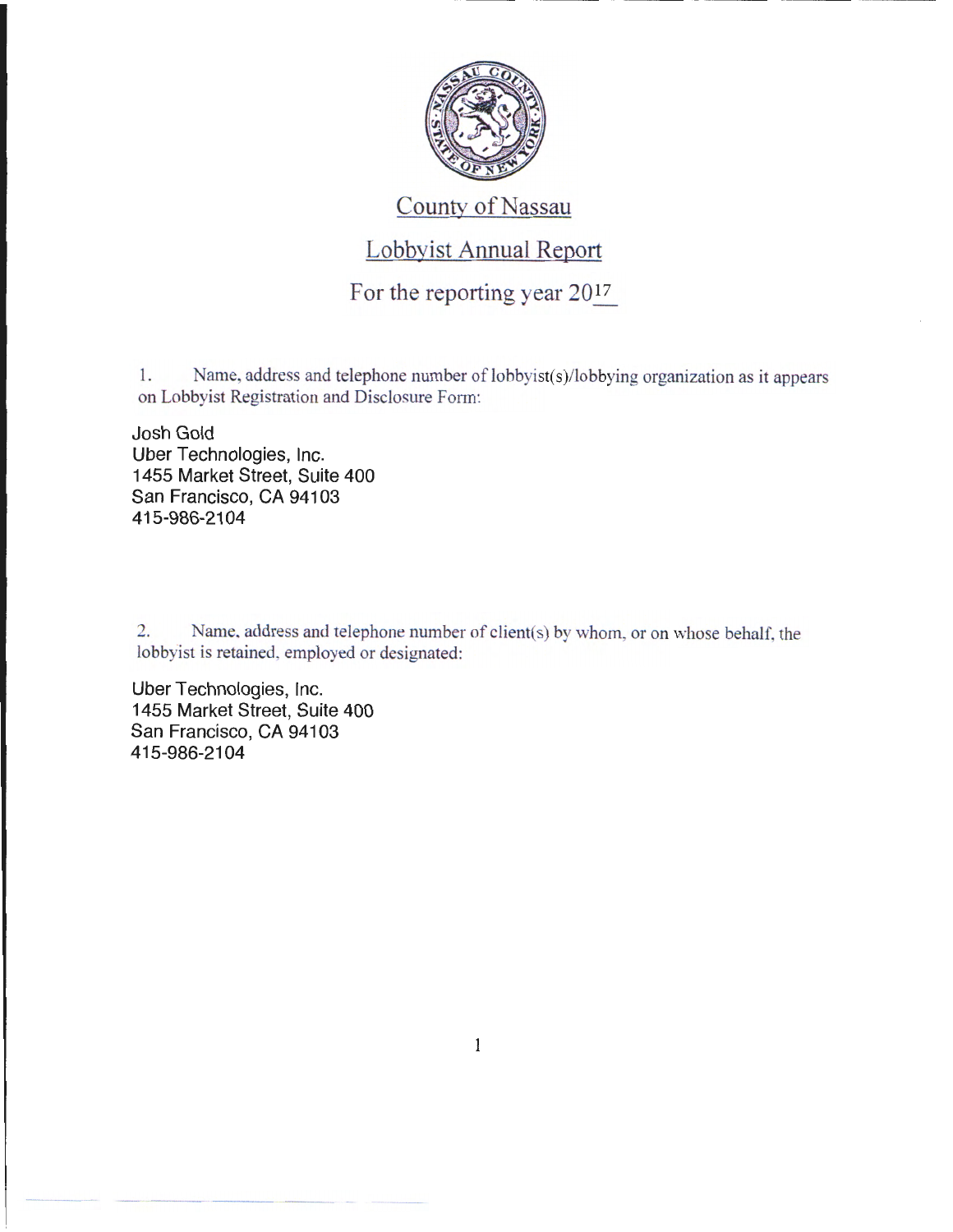# County of Nassau

## Lobbyist Annual Report

### For the reporting year 2017

1. Name, address and telephone number of lobbyist(s)/lobbying organization as it appears on Lobbyist Registration and Disclosure Form:

Josh Gold
Uber Technologies, Inc.
1455 Market Street, Suite 400
San Francisco, CA 94103
415-986-2104

2. Name, address and telephone number of client(s) by whom, or on whose behalf, the lobbyist is retained, employed or designated:

Uber Technologies, Inc.
1455 Market Street, Suite 400
San Francisco, CA 94103
415-986-2104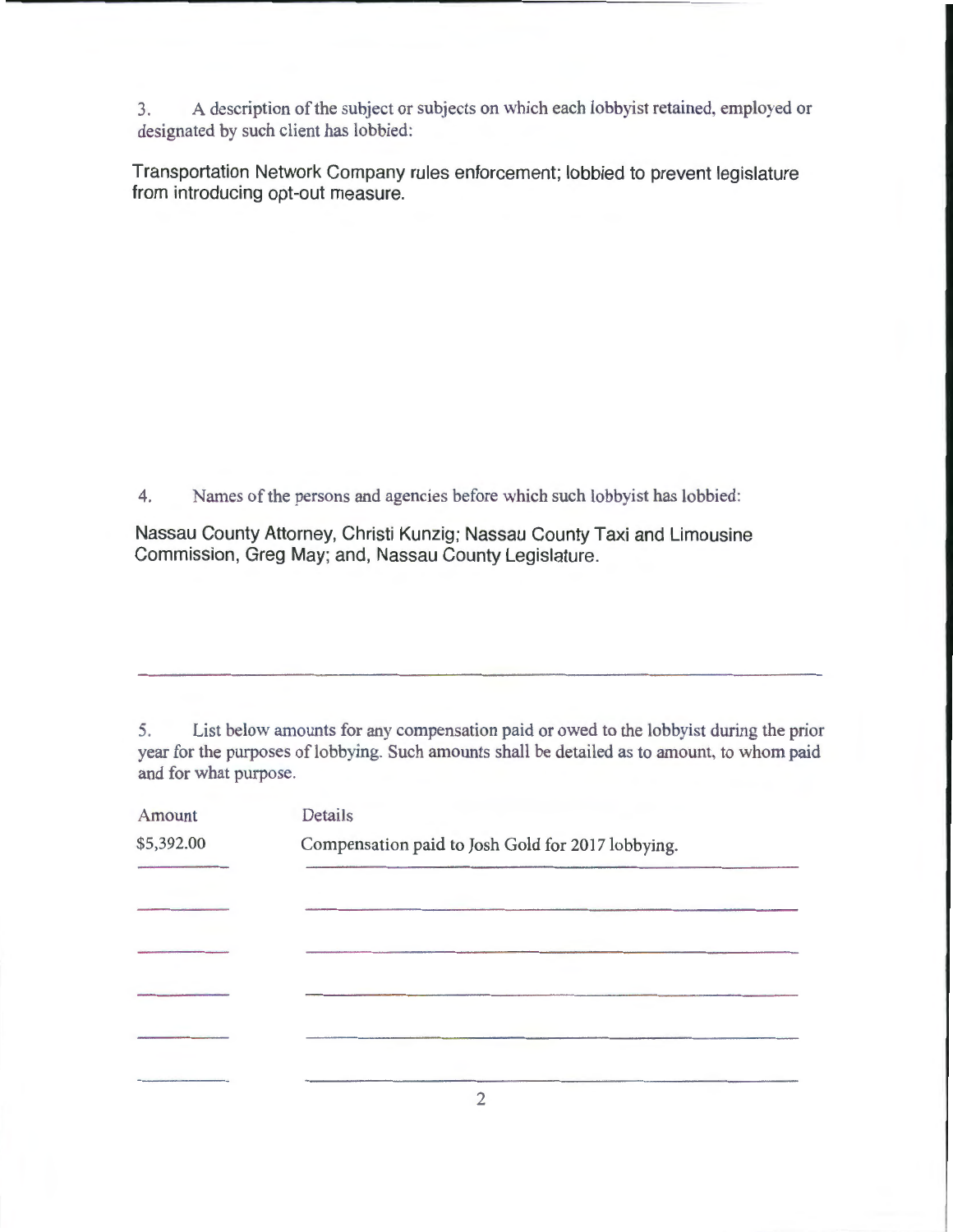3. A description of the subject or subjects on which each lobbyist retained, employed or designated by such client has lobbied:

Transportation Network Company rules enforcement; lobbied to prevent legislature from introducing opt-out measure.

4. Names of the persons and agencies before which such lobbyist has lobbied:

Nassau County Attorney, Christi Kunzig; Nassau County Taxi and Limousine Commission, Greg May; and, Nassau County Legislature.

5. List below amounts for any compensation paid or owed to the lobbyist during the prior year for the purposes of lobbying. Such amounts shall be detailed as to amount, to whom paid and for what purpose.

| Amount | Details |
| --- | --- |
| $5,392.00 | Compensation paid to Josh Gold for 2017 lobbying. |
| | |
| | |
| | |
| | |
| | |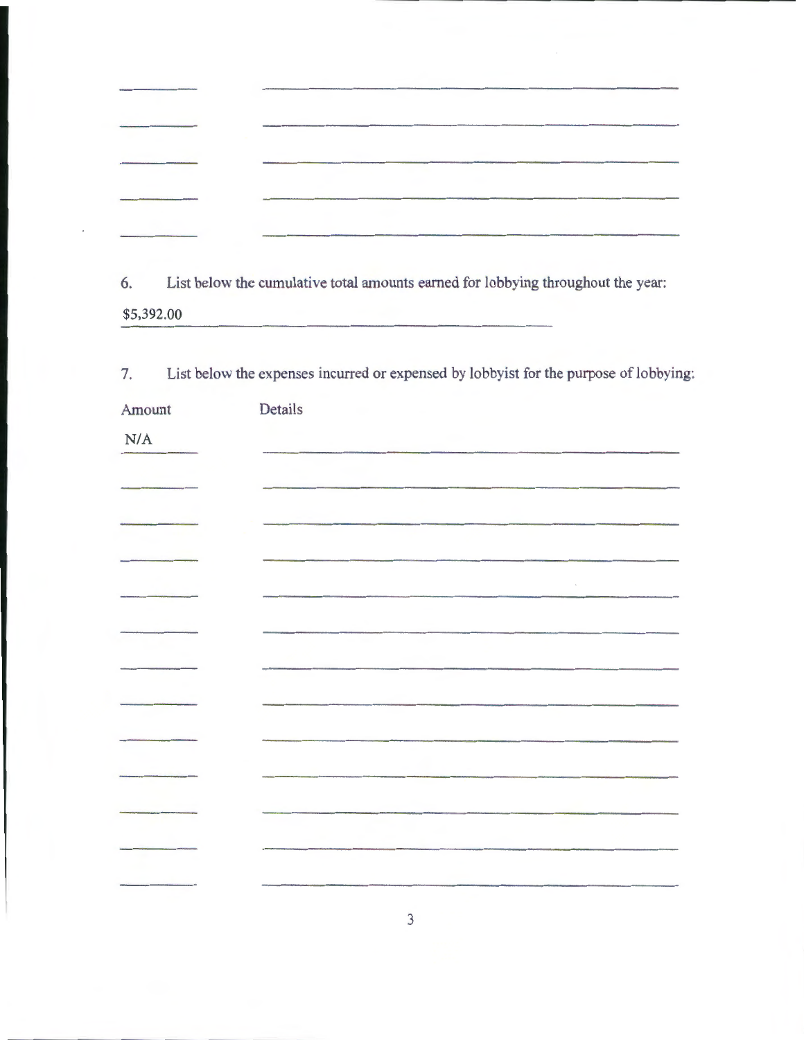6. List below the cumulative total amounts earned for lobbying throughout the year:

$5,392.00

7. List below the expenses incurred or expensed by lobbyist for the purpose of lobbying:

| Amount | Details |
| --- | --- |
| N/A | |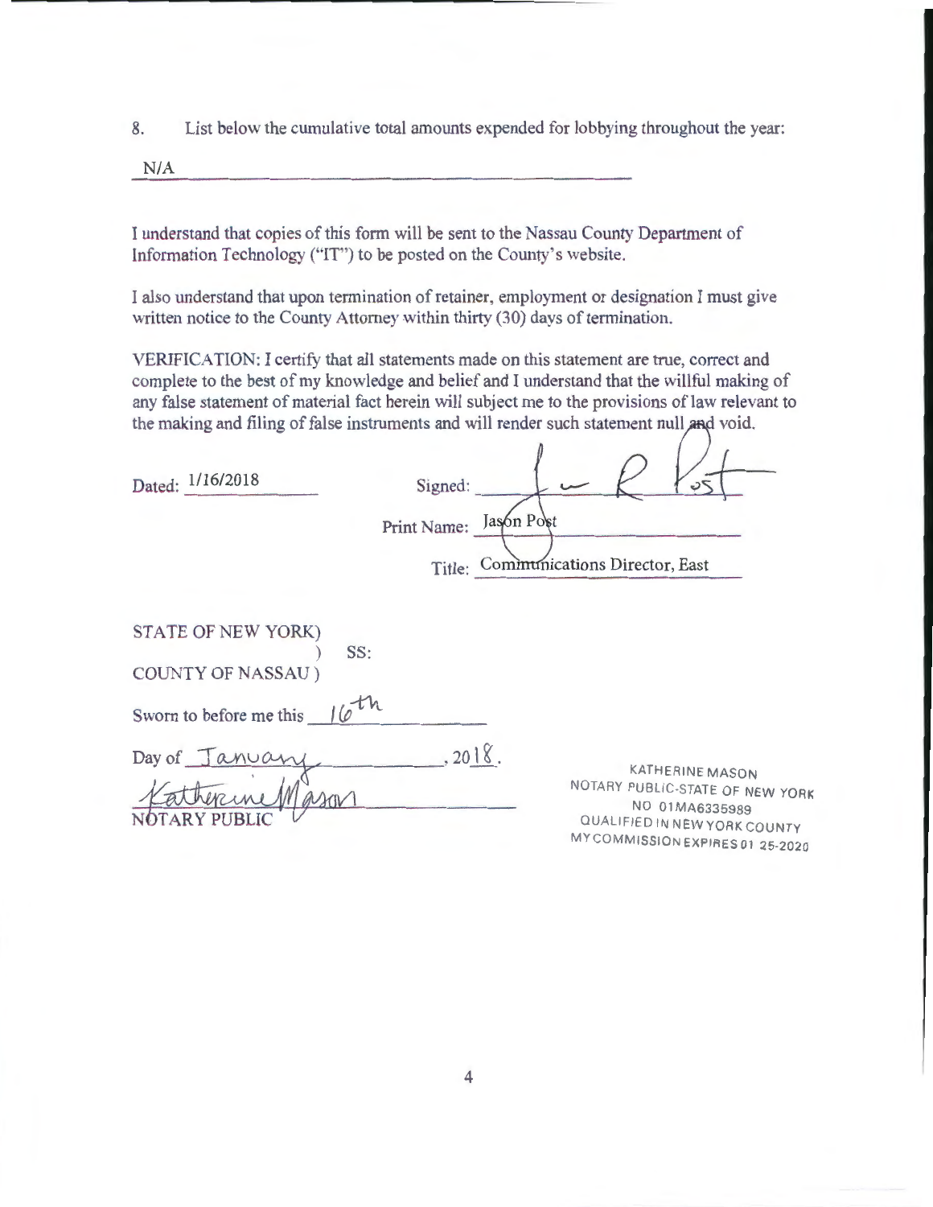8. List below the cumulative total amounts expended for lobbying throughout the year:

N/A

I understand that copies of this form will be sent to the Nassau County Department of Information Technology ("IT") to be posted on the County's website.

I also understand that upon termination of retainer, employment or designation I must give written notice to the County Attorney within thirty (30) days of termination.

VERIFICATION: I certify that all statements made on this statement are true, correct and complete to the best of my knowledge and belief and I understand that the willful making of any false statement of material fact herein will subject me to the provisions of law relevant to the making and filing of false instruments and will render such statement null and void.

Dated: 1/16/2018

Signed: [signature]

Print Name: Jason Post

Title: Communications Director, East

STATE OF NEW YORK)
) SS:
COUNTY OF NASSAU )

Sworn to before me this 16th

Day of January, 2018.

[signature]
NOTARY PUBLIC

KATHERINE MASON
NOTARY PUBLIC-STATE OF NEW YORK
NO 01MA6335989
QUALIFIED IN NEW YORK COUNTY
MY COMMISSION EXPIRES 01 25-2020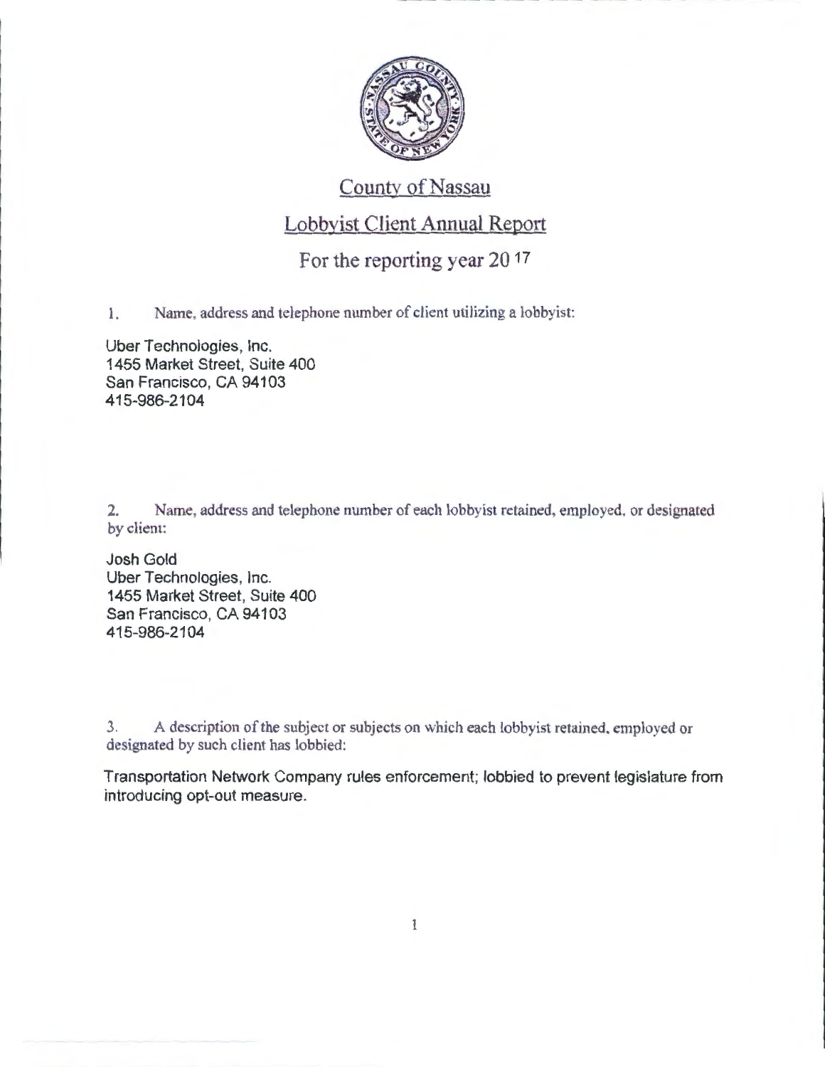# County of Nassau

## Lobbyist Client Annual Report

### For the reporting year 2017

1. Name, address and telephone number of client utilizing a lobbyist:

Uber Technologies, Inc.
1455 Market Street, Suite 400
San Francisco, CA 94103
415-986-2104

2. Name, address and telephone number of each lobbyist retained, employed, or designated by client:

Josh Gold
Uber Technologies, Inc.
1455 Market Street, Suite 400
San Francisco, CA 94103
415-986-2104

3. A description of the subject or subjects on which each lobbyist retained, employed or designated by such client has lobbied:

Transportation Network Company rules enforcement; lobbied to prevent legislature from introducing opt-out measure.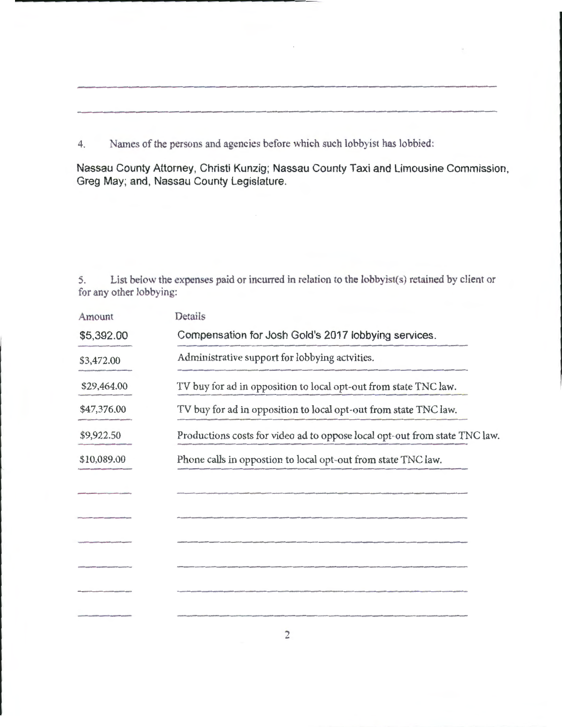4. Names of the persons and agencies before which such lobbyist has lobbied:

Nassau County Attorney, Christi Kunzig; Nassau County Taxi and Limousine Commission, Greg May; and, Nassau County Legislature.

5. List below the expenses paid or incurred in relation to the lobbyist(s) retained by client or for any other lobbying:

| Amount | Details |
|---|---|
| $5,392.00 | Compensation for Josh Gold's 2017 lobbying services. |
| $3,472.00 | Administrative support for lobbying actvities. |
| $29,464.00 | TV buy for ad in opposition to local opt-out from state TNC law. |
| $47,376.00 | TV buy for ad in opposition to local opt-out from state TNC law. |
| $9,922.50 | Productions costs for video ad to oppose local opt-out from state TNC law. |
| $10,089.00 | Phone calls in oppostion to local opt-out from state TNC law. |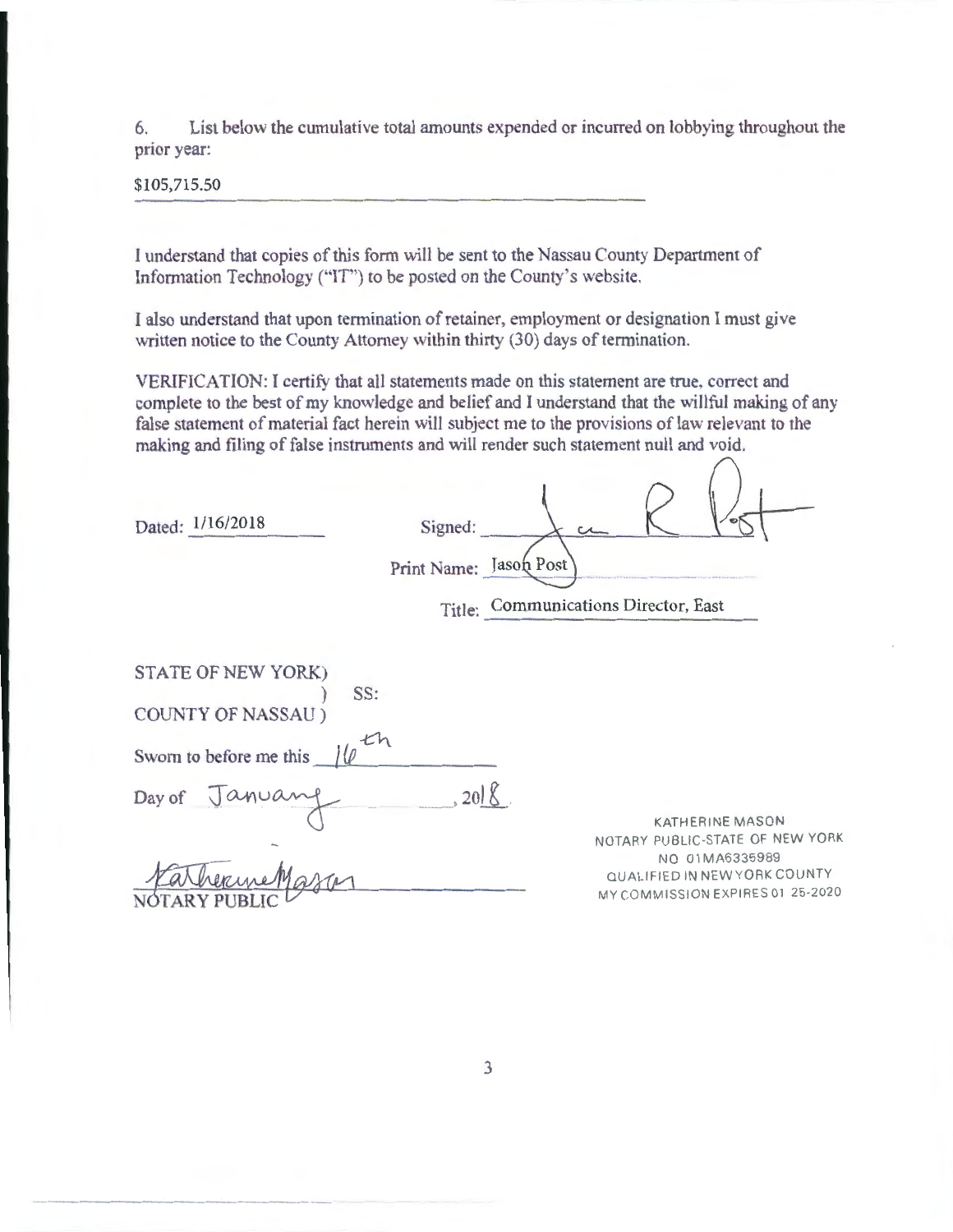6. List below the cumulative total amounts expended or incurred on lobbying throughout the prior year:

$105,715.50

I understand that copies of this form will be sent to the Nassau County Department of Information Technology ("IT") to be posted on the County's website.

I also understand that upon termination of retainer, employment or designation I must give written notice to the County Attorney within thirty (30) days of termination.

VERIFICATION: I certify that all statements made on this statement are true, correct and complete to the best of my knowledge and belief and I understand that the willful making of any false statement of material fact herein will subject me to the provisions of law relevant to the making and filing of false instruments and will render such statement null and void.

Dated: 1/16/2018

Signed: Jason R Post

Print Name: Jason Post

Title: Communications Director, East

STATE OF NEW YORK)
) SS:
COUNTY OF NASSAU )

Sworn to before me this 16th

Day of January, 2018.

Katherine Mason
NOTARY PUBLIC

KATHERINE MASON
NOTARY PUBLIC-STATE OF NEW YORK
NO. 01MA6335989
QUALIFIED IN NEW YORK COUNTY
MY COMMISSION EXPIRES 01-25-2020